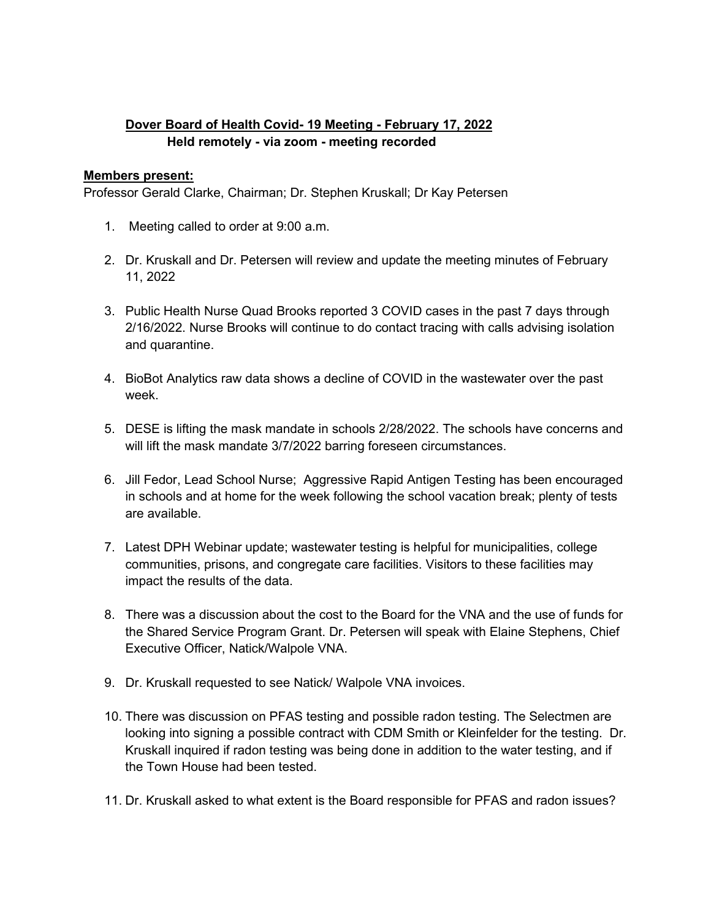**Dover Board of Health Covid- 19 Meeting - February 17, 2022**
**Held remotely - via zoom - meeting recorded**

**Members present:**
Professor Gerald Clarke, Chairman; Dr. Stephen Kruskall; Dr Kay Petersen

1. Meeting called to order at 9:00 a.m.

2. Dr. Kruskall and Dr. Petersen will review and update the meeting minutes of February 11, 2022

3. Public Health Nurse Quad Brooks reported 3 COVID cases in the past 7 days through 2/16/2022. Nurse Brooks will continue to do contact tracing with calls advising isolation and quarantine.

4. BioBot Analytics raw data shows a decline of COVID in the wastewater over the past week.

5. DESE is lifting the mask mandate in schools 2/28/2022. The schools have concerns and will lift the mask mandate 3/7/2022 barring foreseen circumstances.

6. Jill Fedor, Lead School Nurse; Aggressive Rapid Antigen Testing has been encouraged in schools and at home for the week following the school vacation break; plenty of tests are available.

7. Latest DPH Webinar update; wastewater testing is helpful for municipalities, college communities, prisons, and congregate care facilities. Visitors to these facilities may impact the results of the data.

8. There was a discussion about the cost to the Board for the VNA and the use of funds for the Shared Service Program Grant. Dr. Petersen will speak with Elaine Stephens, Chief Executive Officer, Natick/Walpole VNA.

9. Dr. Kruskall requested to see Natick/ Walpole VNA invoices.

10. There was discussion on PFAS testing and possible radon testing. The Selectmen are looking into signing a possible contract with CDM Smith or Kleinfelder for the testing. Dr. Kruskall inquired if radon testing was being done in addition to the water testing, and if the Town House had been tested.

11. Dr. Kruskall asked to what extent is the Board responsible for PFAS and radon issues?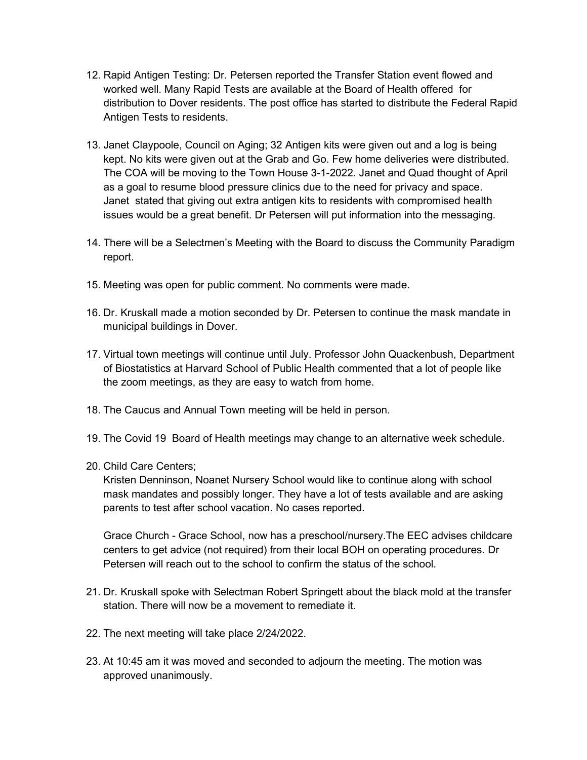12. Rapid Antigen Testing: Dr. Petersen reported the Transfer Station event flowed and worked well. Many Rapid Tests are available at the Board of Health offered for distribution to Dover residents. The post office has started to distribute the Federal Rapid Antigen Tests to residents.

13. Janet Claypoole, Council on Aging; 32 Antigen kits were given out and a log is being kept. No kits were given out at the Grab and Go. Few home deliveries were distributed. The COA will be moving to the Town House 3-1-2022. Janet and Quad thought of April as a goal to resume blood pressure clinics due to the need for privacy and space. Janet stated that giving out extra antigen kits to residents with compromised health issues would be a great benefit. Dr Petersen will put information into the messaging.

14. There will be a Selectmen's Meeting with the Board to discuss the Community Paradigm report.

15. Meeting was open for public comment. No comments were made.

16. Dr. Kruskall made a motion seconded by Dr. Petersen to continue the mask mandate in municipal buildings in Dover.

17. Virtual town meetings will continue until July. Professor John Quackenbush, Department of Biostatistics at Harvard School of Public Health commented that a lot of people like the zoom meetings, as they are easy to watch from home.

18. The Caucus and Annual Town meeting will be held in person.

19. The Covid 19 Board of Health meetings may change to an alternative week schedule.

20. Child Care Centers;

    Kristen Denninson, Noanet Nursery School would like to continue along with school mask mandates and possibly longer. They have a lot of tests available and are asking parents to test after school vacation. No cases reported.

    Grace Church - Grace School, now has a preschool/nursery.The EEC advises childcare centers to get advice (not required) from their local BOH on operating procedures. Dr Petersen will reach out to the school to confirm the status of the school.

21. Dr. Kruskall spoke with Selectman Robert Springett about the black mold at the transfer station. There will now be a movement to remediate it.

22. The next meeting will take place 2/24/2022.

23. At 10:45 am it was moved and seconded to adjourn the meeting. The motion was approved unanimously.